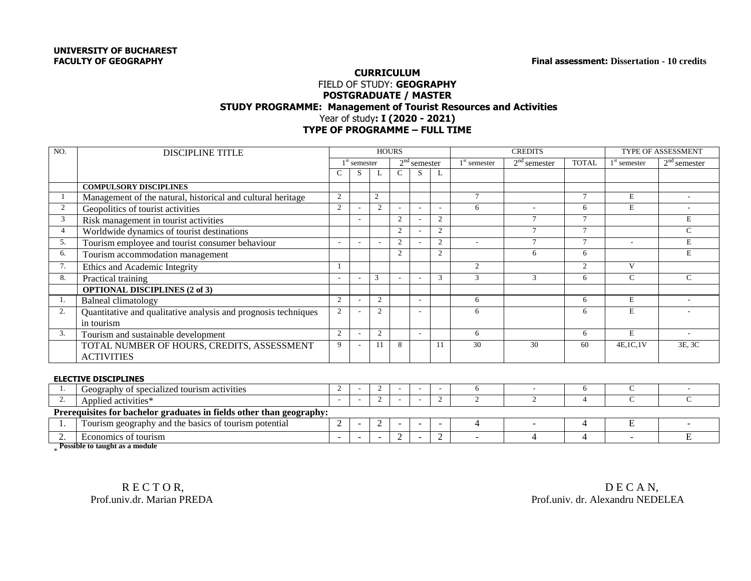**UNIVERSITY OF BUCHAREST**
**FACULTY OF GEOGRAPHY**

**Final assessment:** **Dissertation - 10 credits**

# CURRICULUM

FIELD OF STUDY: **GEOGRAPHY**

**POSTGRADUATE / MASTER**

**STUDY PROGRAMME: Management of Tourist Resources and Activities**

Year of study**: I (2020 - 2021)**

**TYPE OF PROGRAMME – FULL TIME**

| NO. | DISCIPLINE TITLE | HOURS | | | | | | CREDITS | | | TYPE OF ASSESSMENT | |
|---|---|---|---|---|---|---|---|---|---|---|---|---|
| | | 1st semester | | | 2nd semester | | | 1st semester | 2nd semester | TOTAL | 1st semester | 2nd semester |
| | | C | S | L | C | S | L | | | | | |
| | **COMPULSORY DISCIPLINES** | | | | | | | | | | | |
| 1 | Management of the natural, historical and cultural heritage | 2 | | 2 | | | | 7 | | 7 | E | - |
| 2 | Geopolitics of tourist activities | 2 | - | 2 | - | - | - | 6 | - | 6 | E | - |
| 3 | Risk management in tourist activities | | - | | 2 | - | 2 | | 7 | 7 | | E |
| 4 | Worldwide dynamics of tourist destinations | | | | 2 | - | 2 | | 7 | 7 | | C |
| 5. | Tourism employee and tourist consumer behaviour | - | - | - | 2 | - | 2 | - | 7 | 7 | - | E |
| 6. | Tourism accommodation management | | | | 2 | | 2 | | 6 | 6 | | E |
| 7. | Ethics and Academic Integrity | 1 | | | | | | 2 | | 2 | V | |
| 8. | Practical training | - | - | 3 | - | - | 3 | 3 | 3 | 6 | C | C |
| | **OPTIONAL DISCIPLINES (2 of 3)** | | | | | | | | | | | |
| 1. | Balneal climatology | 2 | - | 2 | | - | | 6 | | 6 | E | - |
| 2. | Quantitative and qualitative analysis and prognosis techniques in tourism | 2 | - | 2 | | - | | 6 | | 6 | E | - |
| 3. | Tourism and sustainable development | 2 | - | 2 | | - | | 6 | | 6 | E | - |
| | TOTAL NUMBER OF HOURS, CREDITS, ASSESSMENT ACTIVITIES | 9 | - | 11 | 8 | | 11 | 30 | 30 | 60 | 4E,1C,1V | 3E, 3C |
| | **ELECTIVE DISCIPLINES** | | | | | | | | | | | |
| 1. | Geography of specialized tourism activities | 2 | - | 2 | - | - | - | 6 | - | 6 | C | - |
| 2. | Applied activities* | - | - | 2 | - | - | 2 | 2 | 2 | 4 | C | C |
| | **Prerequisites for bachelor graduates in fields other than geography:** | | | | | | | | | | | |
| 1. | Tourism geography and the basics of tourism potential | 2 | - | 2 | - | - | - | 4 | - | 4 | E | - |
| 2. | Economics of tourism | - | - | - | 2 | - | 2 | - | 4 | 4 | - | E |

\* **Possible to taught as a module**

R E C T O R,
Prof.univ.dr. Marian PREDA

D E C A N,
Prof.univ. dr. Alexandru NEDELEA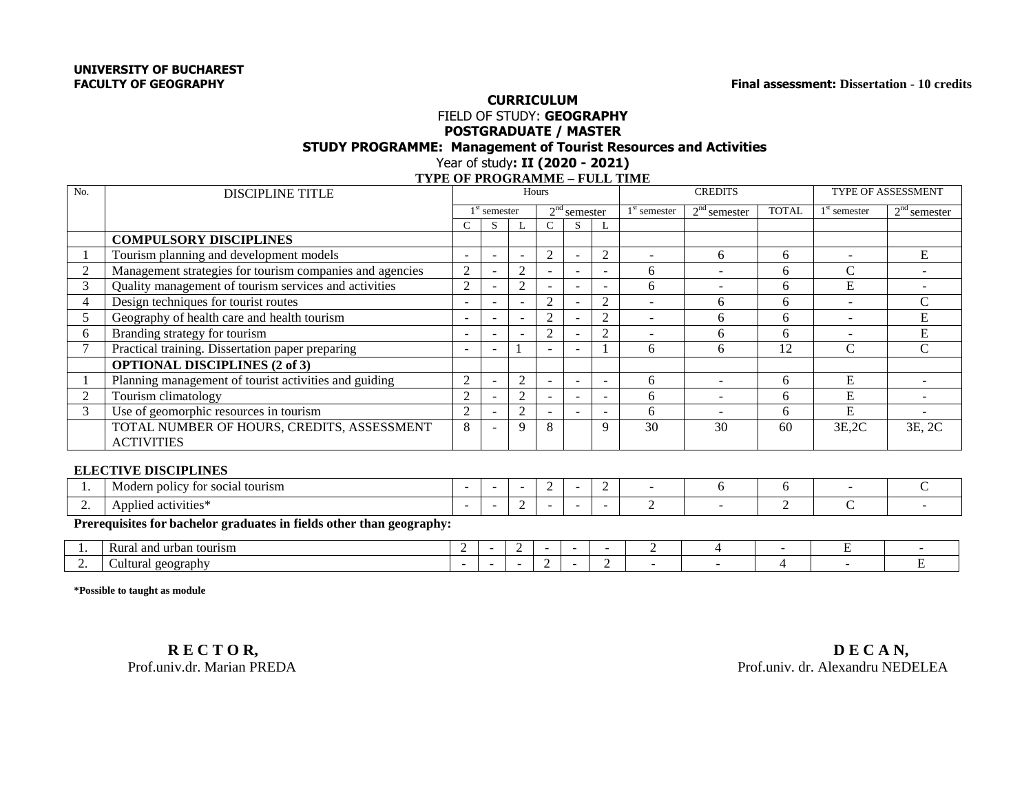**UNIVERSITY OF BUCHAREST**
**FACULTY OF GEOGRAPHY**

**Final assessment:** **Dissertation - 10 credits**

## CURRICULUM

FIELD OF STUDY: **GEOGRAPHY**

**POSTGRADUATE / MASTER**

**STUDY PROGRAMME: Management of Tourist Resources and Activities**

Year of study**: II (2020 - 2021)**

**TYPE OF PROGRAMME – FULL TIME**

| No. | DISCIPLINE TITLE | Hours | | | | | | CREDITS | | | TYPE OF ASSESSMENT | |
|---|---|---|---|---|---|---|---|---|---|---|---|---|
| | | 1st semester | | | 2nd semester | | | 1st semester | 2nd semester | TOTAL | 1st semester | 2nd semester |
| | | C | S | L | C | S | L | | | | | |
| | **COMPULSORY DISCIPLINES** | | | | | | | | | | | |
| 1 | Tourism planning and development models | - | - | - | 2 | - | 2 | - | 6 | 6 | - | E |
| 2 | Management strategies for tourism companies and agencies | 2 | - | 2 | - | - | - | 6 | - | 6 | C | - |
| 3 | Quality management of tourism services and activities | 2 | - | 2 | - | - | - | 6 | - | 6 | E | - |
| 4 | Design techniques for tourist routes | - | - | - | 2 | - | 2 | - | 6 | 6 | - | C |
| 5 | Geography of health care and health tourism | - | - | - | 2 | - | 2 | - | 6 | 6 | - | E |
| 6 | Branding strategy for tourism | - | - | - | 2 | - | 2 | - | 6 | 6 | - | E |
| 7 | Practical training. Dissertation paper preparing | - | - | 1 | - | - | 1 | 6 | 6 | 12 | C | C |
| | **OPTIONAL DISCIPLINES (2 of 3)** | | | | | | | | | | | |
| 1 | Planning management of tourist activities and guiding | 2 | - | 2 | - | - | - | 6 | - | 6 | E | - |
| 2 | Tourism climatology | 2 | - | 2 | - | - | - | 6 | - | 6 | E | - |
| 3 | Use of geomorphic resources in tourism | 2 | - | 2 | - | - | - | 6 | - | 6 | E | - |
| | TOTAL NUMBER OF HOURS, CREDITS, ASSESSMENT ACTIVITIES | 8 | - | 9 | 8 | | 9 | 30 | 30 | 60 | 3E,2C | 3E, 2C |

**ELECTIVE DISCIPLINES**

| | | | | | | | | | | | | |
|---|---|---|---|---|---|---|---|---|---|---|---|---|
| 1. | Modern policy for social tourism | - | - | - | 2 | - | 2 | - | 6 | 6 | - | C |
| 2. | Applied activities* | - | - | 2 | - | - | - | 2 | - | 2 | C | - |

**Prerequisites for bachelor graduates in fields other than geography:**

| | | | | | | | | | | | | |
|---|---|---|---|---|---|---|---|---|---|---|---|---|
| 1. | Rural and urban tourism | 2 | - | 2 | - | - | - | 2 | 4 | - | E | - |
| 2. | Cultural geography | - | - | - | 2 | - | 2 | - | - | 4 | - | E |

**\*Possible to taught as module**

**R E C T O R,**
Prof.univ.dr. Marian PREDA

**D E C A N,**
Prof.univ. dr. Alexandru NEDELEA